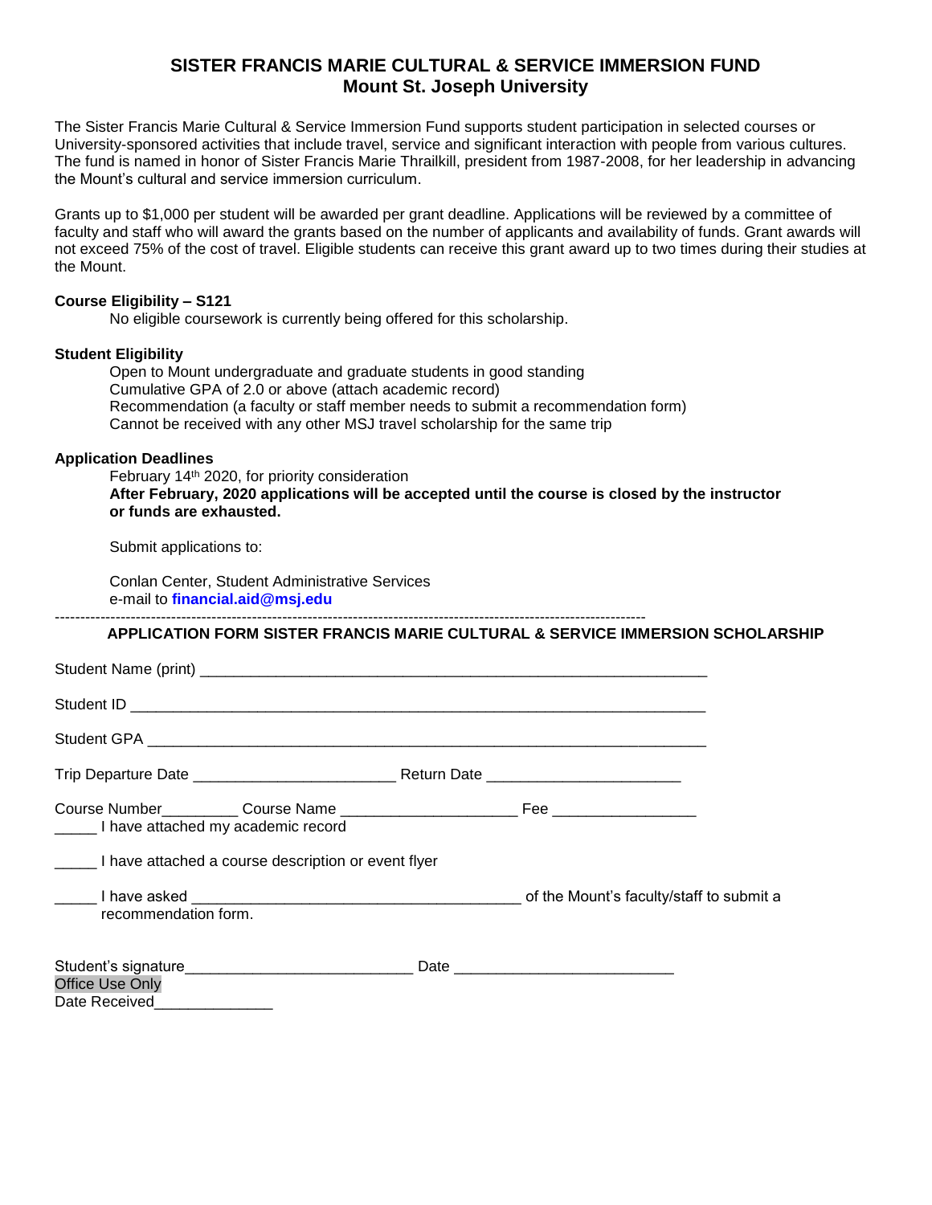# SISTER FRANCIS MARIE CULTURAL & SERVICE IMMERSION FUND
## Mount St. Joseph University

The Sister Francis Marie Cultural & Service Immersion Fund supports student participation in selected courses or University-sponsored activities that include travel, service and significant interaction with people from various cultures. The fund is named in honor of Sister Francis Marie Thrailkill, president from 1987-2008, for her leadership in advancing the Mount's cultural and service immersion curriculum.

Grants up to $1,000 per student will be awarded per grant deadline. Applications will be reviewed by a committee of faculty and staff who will award the grants based on the number of applicants and availability of funds. Grant awards will not exceed 75% of the cost of travel. Eligible students can receive this grant award up to two times during their studies at the Mount.

**Course Eligibility – S121**

No eligible coursework is currently being offered for this scholarship.

**Student Eligibility**

Open to Mount undergraduate and graduate students in good standing
Cumulative GPA of 2.0 or above (attach academic record)
Recommendation (a faculty or staff member needs to submit a recommendation form)
Cannot be received with any other MSJ travel scholarship for the same trip

**Application Deadlines**

February 14th 2020, for priority consideration
**After February, 2020 applications will be accepted until the course is closed by the instructor or funds are exhausted.**

Submit applications to:

Conlan Center, Student Administrative Services
e-mail to **financial.aid@msj.edu**

---

**APPLICATION FORM SISTER FRANCIS MARIE CULTURAL & SERVICE IMMERSION SCHOLARSHIP**

Student Name (print) ____________________________________________________________

Student ID ____________________________________________________________________

Student GPA ___________________________________________________________________

Trip Departure Date _______________________ Return Date ______________________

Course Number_________ Course Name ____________________ Fee ________________

_____ I have attached my academic record

_____ I have attached a course description or event flyer

_____ I have asked _____________________________________ of the Mount's faculty/staff to submit a recommendation form.

Student's signature__________________________ Date ________________________

Office Use Only
Date Received______________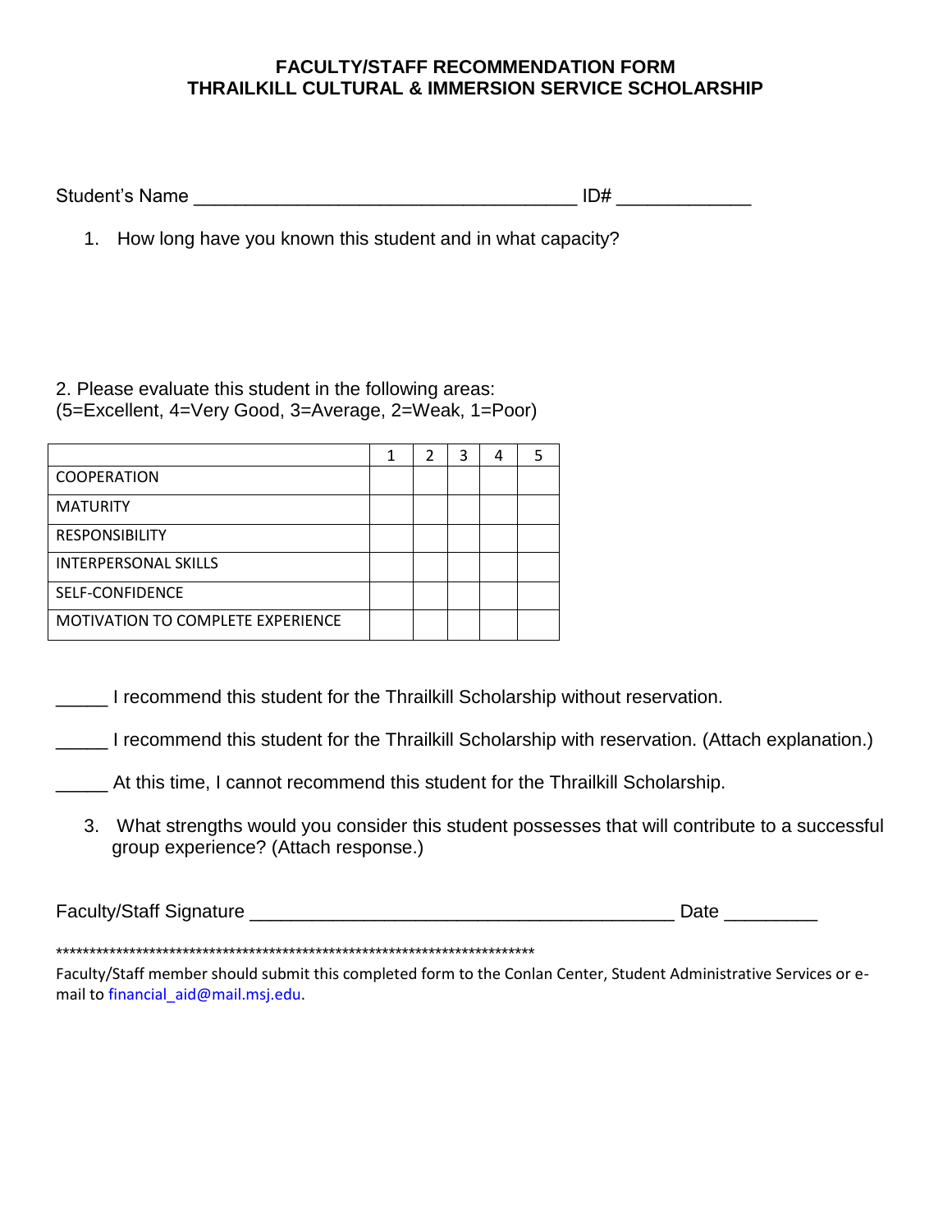## FACULTY/STAFF RECOMMENDATION FORM
## THRAILKILL CULTURAL & IMMERSION SERVICE SCHOLARSHIP

Student's Name ____________________________________ ID# ____________

1. How long have you known this student and in what capacity?

2. Please evaluate this student in the following areas:
(5=Excellent, 4=Very Good, 3=Average, 2=Weak, 1=Poor)

| | 1 | 2 | 3 | 4 | 5 |
|---|---|---|---|---|---|
| COOPERATION | | | | | |
| MATURITY | | | | | |
| RESPONSIBILITY | | | | | |
| INTERPERSONAL SKILLS | | | | | |
| SELF-CONFIDENCE | | | | | |
| MOTIVATION TO COMPLETE EXPERIENCE | | | | | |

_____ I recommend this student for the Thrailkill Scholarship without reservation.

_____ I recommend this student for the Thrailkill Scholarship with reservation. (Attach explanation.)

_____ At this time, I cannot recommend this student for the Thrailkill Scholarship.

3. What strengths would you consider this student possesses that will contribute to a successful group experience? (Attach response.)

Faculty/Staff Signature ________________________________________ Date _________

**************************************************************************

Faculty/Staff member should submit this completed form to the Conlan Center, Student Administrative Services or e-mail to financial_aid@mail.msj.edu.